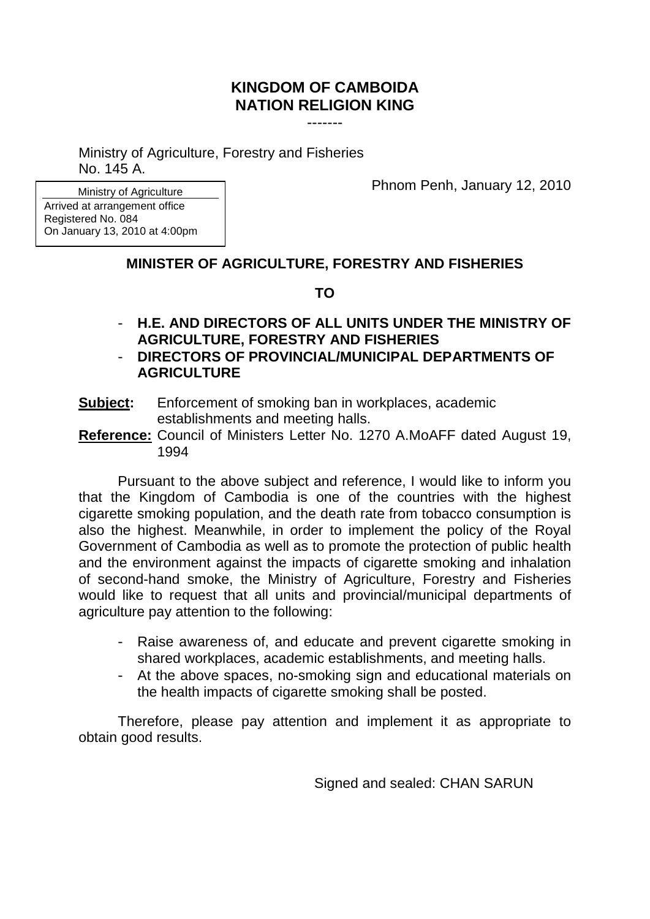**KINGDOM OF CAMBOIDA**
**NATION RELIGION KING**

-------

Ministry of Agriculture, Forestry and Fisheries
No. 145 A.

| Ministry of Agriculture |
|---|
| Arrived at arrangement office<br>Registered No. 084<br>On January 13, 2010 at 4:00pm |

Phnom Penh, January 12, 2010

**MINISTER OF AGRICULTURE, FORESTRY AND FISHERIES**

**TO**

- **H.E. AND DIRECTORS OF ALL UNITS UNDER THE MINISTRY OF AGRICULTURE, FORESTRY AND FISHERIES**
- **DIRECTORS OF PROVINCIAL/MUNICIPAL DEPARTMENTS OF AGRICULTURE**

**Subject:** Enforcement of smoking ban in workplaces, academic establishments and meeting halls.

**Reference:** Council of Ministers Letter No. 1270 A.MoAFF dated August 19, 1994

Pursuant to the above subject and reference, I would like to inform you that the Kingdom of Cambodia is one of the countries with the highest cigarette smoking population, and the death rate from tobacco consumption is also the highest. Meanwhile, in order to implement the policy of the Royal Government of Cambodia as well as to promote the protection of public health and the environment against the impacts of cigarette smoking and inhalation of second-hand smoke, the Ministry of Agriculture, Forestry and Fisheries would like to request that all units and provincial/municipal departments of agriculture pay attention to the following:

- Raise awareness of, and educate and prevent cigarette smoking in shared workplaces, academic establishments, and meeting halls.
- At the above spaces, no-smoking sign and educational materials on the health impacts of cigarette smoking shall be posted.

Therefore, please pay attention and implement it as appropriate to obtain good results.

Signed and sealed: CHAN SARUN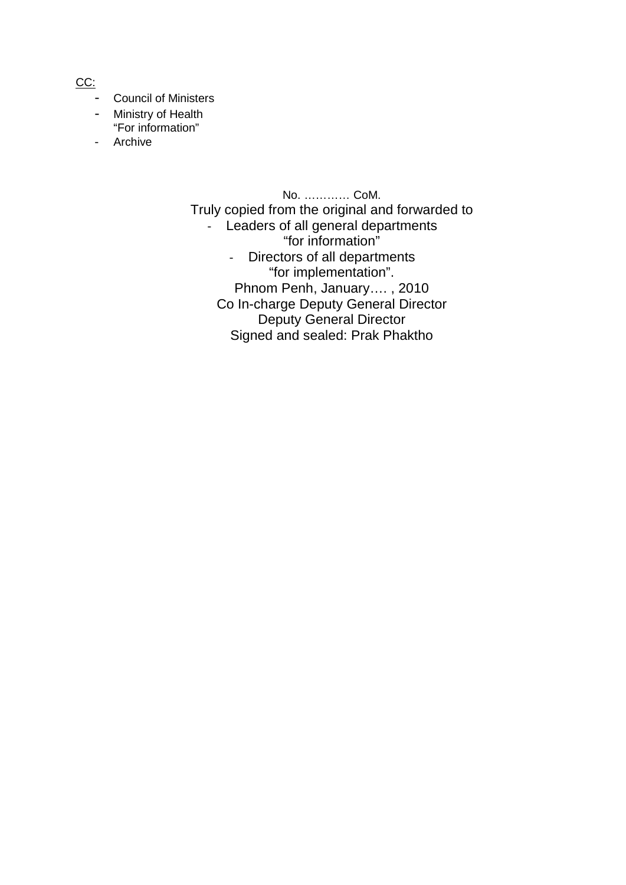<u>CC:</u>

- Council of Ministers
- Ministry of Health
  "For information"
- Archive

No. ………… CoM.

Truly copied from the original and forwarded to

- Leaders of all general departments
  "for information"
- Directors of all departments
  "for implementation".

Phnom Penh, January…. , 2010

Co In-charge Deputy General Director

Deputy General Director

Signed and sealed: Prak Phaktho